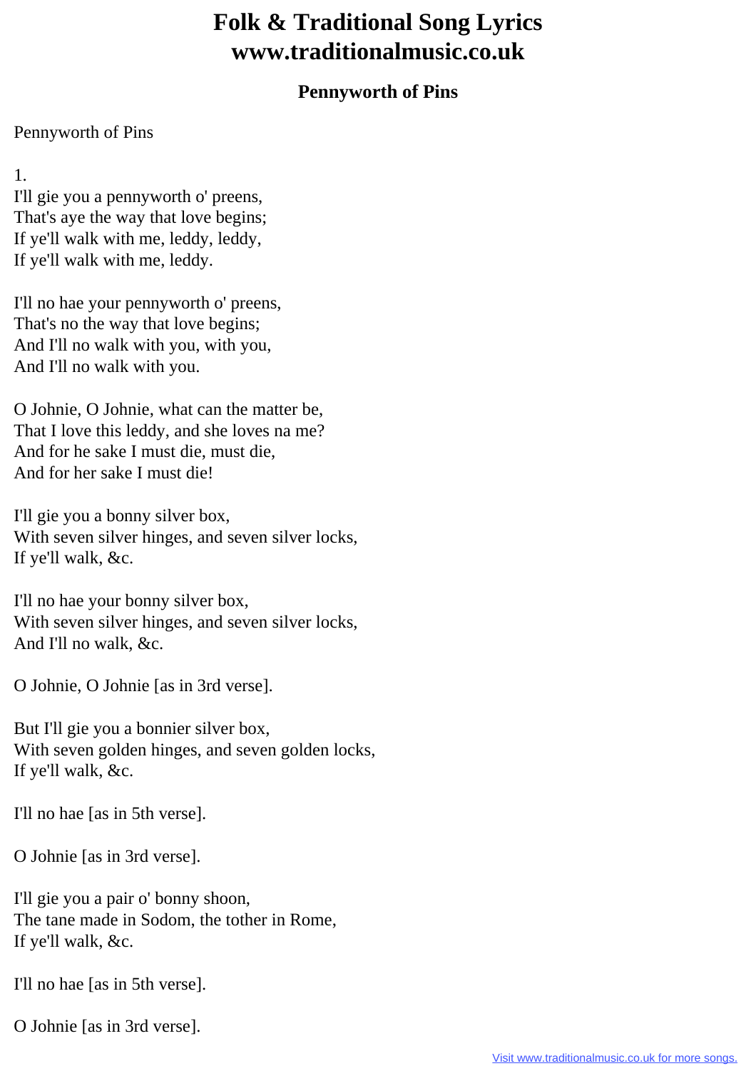# Folk & Traditional Song Lyrics
# www.traditionalmusic.co.uk

### Pennyworth of Pins

Pennyworth of Pins

1.
I'll gie you a pennyworth o' preens,
That's aye the way that love begins;
If ye'll walk with me, leddy, leddy,
If ye'll walk with me, leddy.

I'll no hae your pennyworth o' preens,
That's no the way that love begins;
And I'll no walk with you, with you,
And I'll no walk with you.

O Johnie, O Johnie, what can the matter be,
That I love this leddy, and she loves na me?
And for he sake I must die, must die,
And for her sake I must die!

I'll gie you a bonny silver box,
With seven silver hinges, and seven silver locks,
If ye'll walk, &c.

I'll no hae your bonny silver box,
With seven silver hinges, and seven silver locks,
And I'll no walk, &c.

O Johnie, O Johnie [as in 3rd verse].

But I'll gie you a bonnier silver box,
With seven golden hinges, and seven golden locks,
If ye'll walk, &c.

I'll no hae [as in 5th verse].

O Johnie [as in 3rd verse].

I'll gie you a pair o' bonny shoon,
The tane made in Sodom, the tother in Rome,
If ye'll walk, &c.

I'll no hae [as in 5th verse].

O Johnie [as in 3rd verse].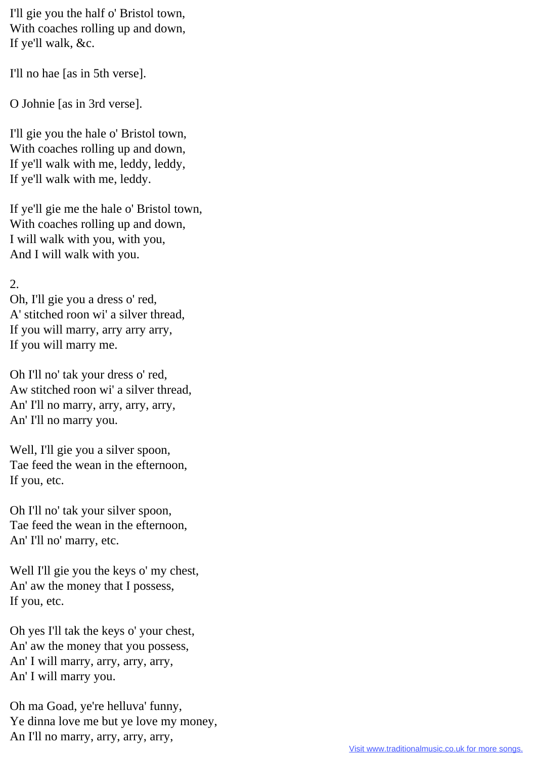I'll gie you the half o' Bristol town,
With coaches rolling up and down,
If ye'll walk, &c.

I'll no hae [as in 5th verse].

O Johnie [as in 3rd verse].

I'll gie you the hale o' Bristol town,
With coaches rolling up and down,
If ye'll walk with me, leddy, leddy,
If ye'll walk with me, leddy.

If ye'll gie me the hale o' Bristol town,
With coaches rolling up and down,
I will walk with you, with you,
And I will walk with you.

2.
Oh, I'll gie you a dress o' red,
A' stitched roon wi' a silver thread,
If you will marry, arry arry arry,
If you will marry me.

Oh I'll no' tak your dress o' red,
Aw stitched roon wi' a silver thread,
An' I'll no marry, arry, arry, arry,
An' I'll no marry you.

Well, I'll gie you a silver spoon,
Tae feed the wean in the efternoon,
If you, etc.

Oh I'll no' tak your silver spoon,
Tae feed the wean in the efternoon,
An' I'll no' marry, etc.

Well I'll gie you the keys o' my chest,
An' aw the money that I possess,
If you, etc.

Oh yes I'll tak the keys o' your chest,
An' aw the money that you possess,
An' I will marry, arry, arry, arry,
An' I will marry you.

Oh ma Goad, ye're helluva' funny,
Ye dinna love me but ye love my money,
An I'll no marry, arry, arry, arry,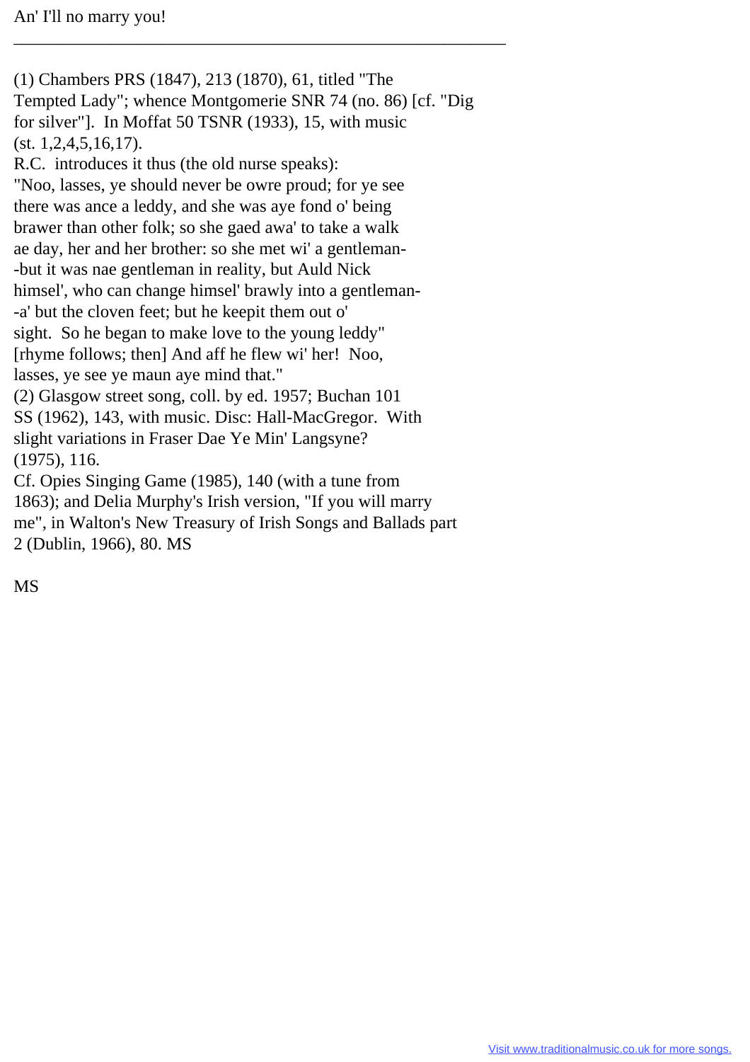An' I'll no marry you!

---

(1) Chambers PRS (1847), 213 (1870), 61, titled "The Tempted Lady"; whence Montgomerie SNR 74 (no. 86) [cf. "Dig for silver"]. In Moffat 50 TSNR (1933), 15, with music (st. 1,2,4,5,16,17).
R.C. introduces it thus (the old nurse speaks):
"Noo, lasses, ye should never be owre proud; for ye see there was ance a leddy, and she was aye fond o' being brawer than other folk; so she gaed awa' to take a walk ae day, her and her brother: so she met wi' a gentleman--but it was nae gentleman in reality, but Auld Nick himsel', who can change himsel' brawly into a gentleman--a' but the cloven feet; but he keepit them out o' sight. So he began to make love to the young leddy" [rhyme follows; then] And aff he flew wi' her! Noo, lasses, ye see ye maun aye mind that."
(2) Glasgow street song, coll. by ed. 1957; Buchan 101 SS (1962), 143, with music. Disc: Hall-MacGregor. With slight variations in Fraser Dae Ye Min' Langsyne? (1975), 116.
Cf. Opies Singing Game (1985), 140 (with a tune from 1863); and Delia Murphy's Irish version, "If you will marry me", in Walton's New Treasury of Irish Songs and Ballads part 2 (Dublin, 1966), 80. MS

MS